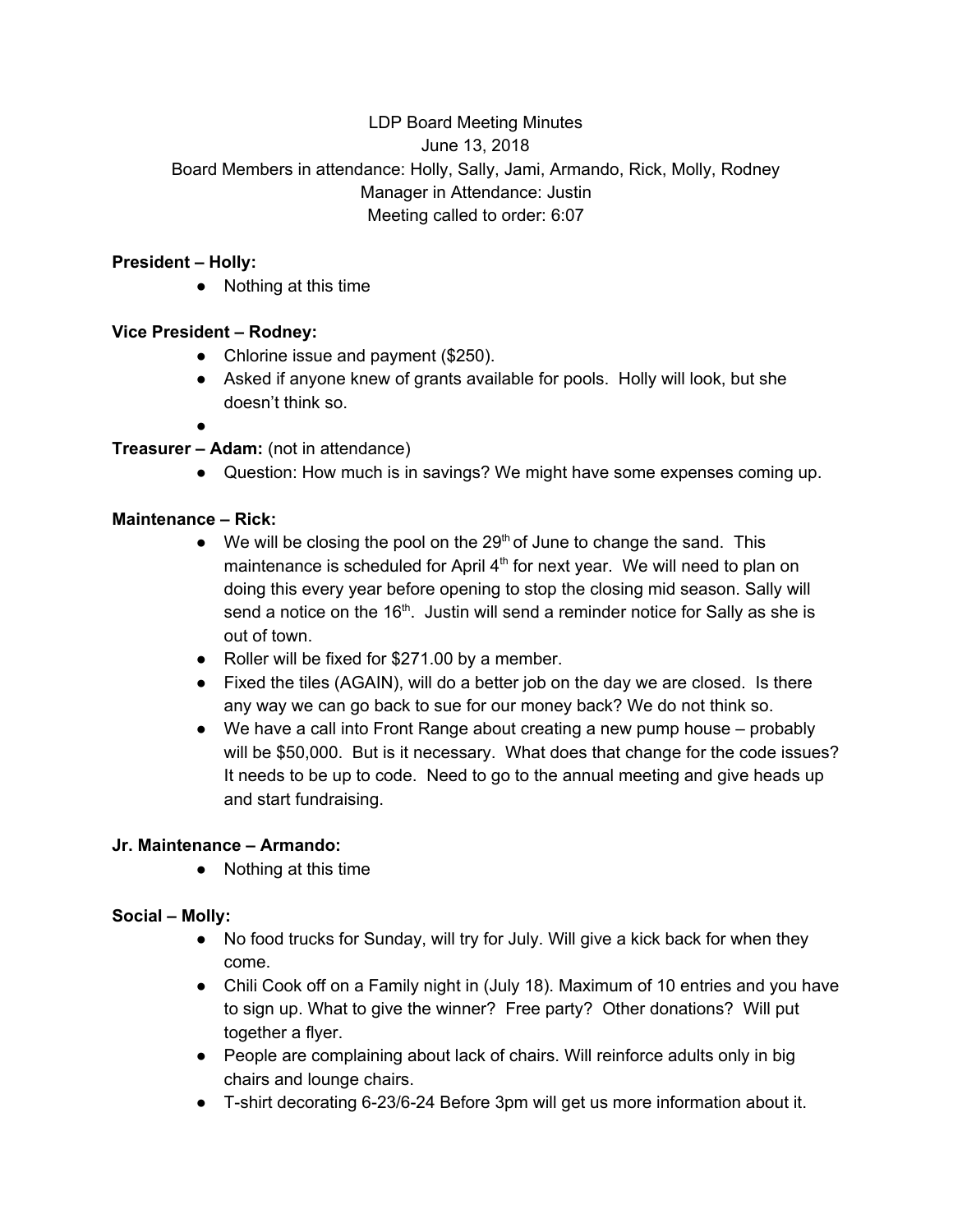LDP Board Meeting Minutes
June 13, 2018
Board Members in attendance: Holly, Sally, Jami, Armando, Rick, Molly, Rodney
Manager in Attendance: Justin
Meeting called to order: 6:07

**President – Holly:**

- Nothing at this time

**Vice President – Rodney:**

- Chlorine issue and payment ($250).
- Asked if anyone knew of grants available for pools. Holly will look, but she doesn't think so.
-

**Treasurer – Adam:** (not in attendance)

- Question: How much is in savings? We might have some expenses coming up.

**Maintenance – Rick:**

- We will be closing the pool on the 29th of June to change the sand. This maintenance is scheduled for April 4th for next year. We will need to plan on doing this every year before opening to stop the closing mid season. Sally will send a notice on the 16th. Justin will send a reminder notice for Sally as she is out of town.
- Roller will be fixed for $271.00 by a member.
- Fixed the tiles (AGAIN), will do a better job on the day we are closed. Is there any way we can go back to sue for our money back? We do not think so.
- We have a call into Front Range about creating a new pump house – probably will be $50,000. But is it necessary. What does that change for the code issues? It needs to be up to code. Need to go to the annual meeting and give heads up and start fundraising.

**Jr. Maintenance – Armando:**

- Nothing at this time

**Social – Molly:**

- No food trucks for Sunday, will try for July. Will give a kick back for when they come.
- Chili Cook off on a Family night in (July 18). Maximum of 10 entries and you have to sign up. What to give the winner? Free party? Other donations? Will put together a flyer.
- People are complaining about lack of chairs. Will reinforce adults only in big chairs and lounge chairs.
- T-shirt decorating 6-23/6-24 Before 3pm will get us more information about it.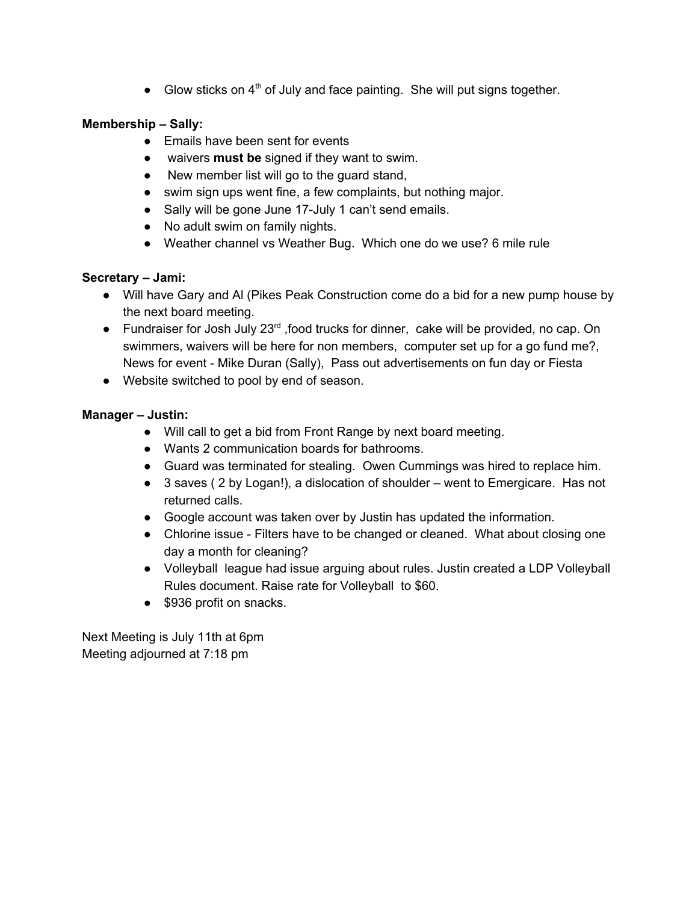- Glow sticks on 4th of July and face painting. She will put signs together.

**Membership – Sally:**

- Emails have been sent for events
- waivers **must be** signed if they want to swim.
- New member list will go to the guard stand,
- swim sign ups went fine, a few complaints, but nothing major.
- Sally will be gone June 17-July 1 can't send emails.
- No adult swim on family nights.
- Weather channel vs Weather Bug. Which one do we use? 6 mile rule

**Secretary – Jami:**

- Will have Gary and Al (Pikes Peak Construction come do a bid for a new pump house by the next board meeting.
- Fundraiser for Josh July 23rd ,food trucks for dinner, cake will be provided, no cap. On swimmers, waivers will be here for non members, computer set up for a go fund me?, News for event - Mike Duran (Sally), Pass out advertisements on fun day or Fiesta
- Website switched to pool by end of season.

**Manager – Justin:**

- Will call to get a bid from Front Range by next board meeting.
- Wants 2 communication boards for bathrooms.
- Guard was terminated for stealing. Owen Cummings was hired to replace him.
- 3 saves ( 2 by Logan!), a dislocation of shoulder – went to Emergicare. Has not returned calls.
- Google account was taken over by Justin has updated the information.
- Chlorine issue - Filters have to be changed or cleaned. What about closing one day a month for cleaning?
- Volleyball league had issue arguing about rules. Justin created a LDP Volleyball Rules document. Raise rate for Volleyball to $60.
- $936 profit on snacks.

Next Meeting is July 11th at 6pm
Meeting adjourned at 7:18 pm